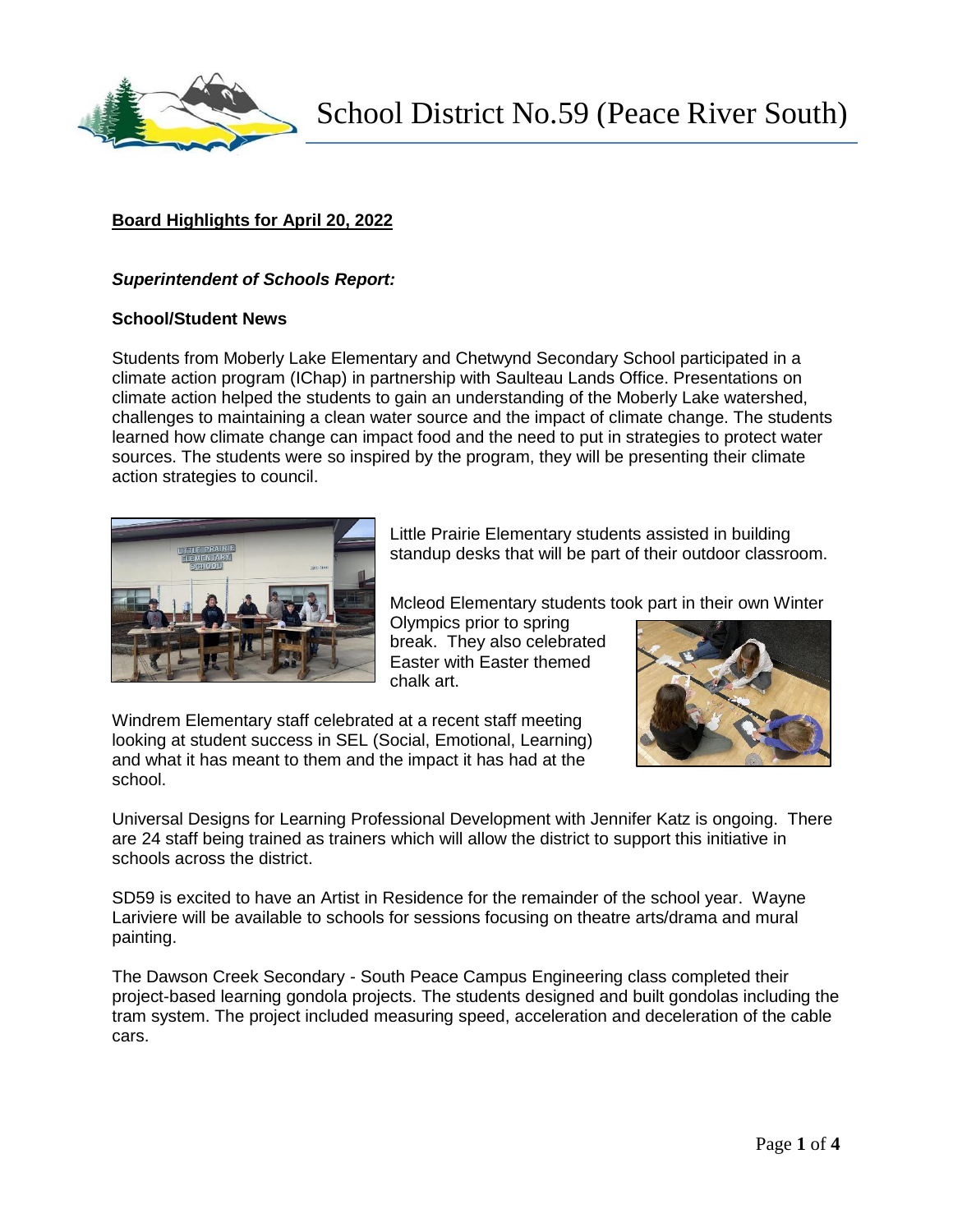# School District No.59 (Peace River South)

## Board Highlights for April 20, 2022

### *Superintendent of Schools Report:*

**School/Student News**

Students from Moberly Lake Elementary and Chetwynd Secondary School participated in a climate action program (IChap) in partnership with Saulteau Lands Office. Presentations on climate action helped the students to gain an understanding of the Moberly Lake watershed, challenges to maintaining a clean water source and the impact of climate change. The students learned how climate change can impact food and the need to put in strategies to protect water sources. The students were so inspired by the program, they will be presenting their climate action strategies to council.

Little Prairie Elementary students assisted in building standup desks that will be part of their outdoor classroom.

Mcleod Elementary students took part in their own Winter Olympics prior to spring break. They also celebrated Easter with Easter themed chalk art.

Windrem Elementary staff celebrated at a recent staff meeting looking at student success in SEL (Social, Emotional, Learning) and what it has meant to them and the impact it has had at the school.

Universal Designs for Learning Professional Development with Jennifer Katz is ongoing. There are 24 staff being trained as trainers which will allow the district to support this initiative in schools across the district.

SD59 is excited to have an Artist in Residence for the remainder of the school year. Wayne Lariviere will be available to schools for sessions focusing on theatre arts/drama and mural painting.

The Dawson Creek Secondary - South Peace Campus Engineering class completed their project-based learning gondola projects. The students designed and built gondolas including the tram system. The project included measuring speed, acceleration and deceleration of the cable cars.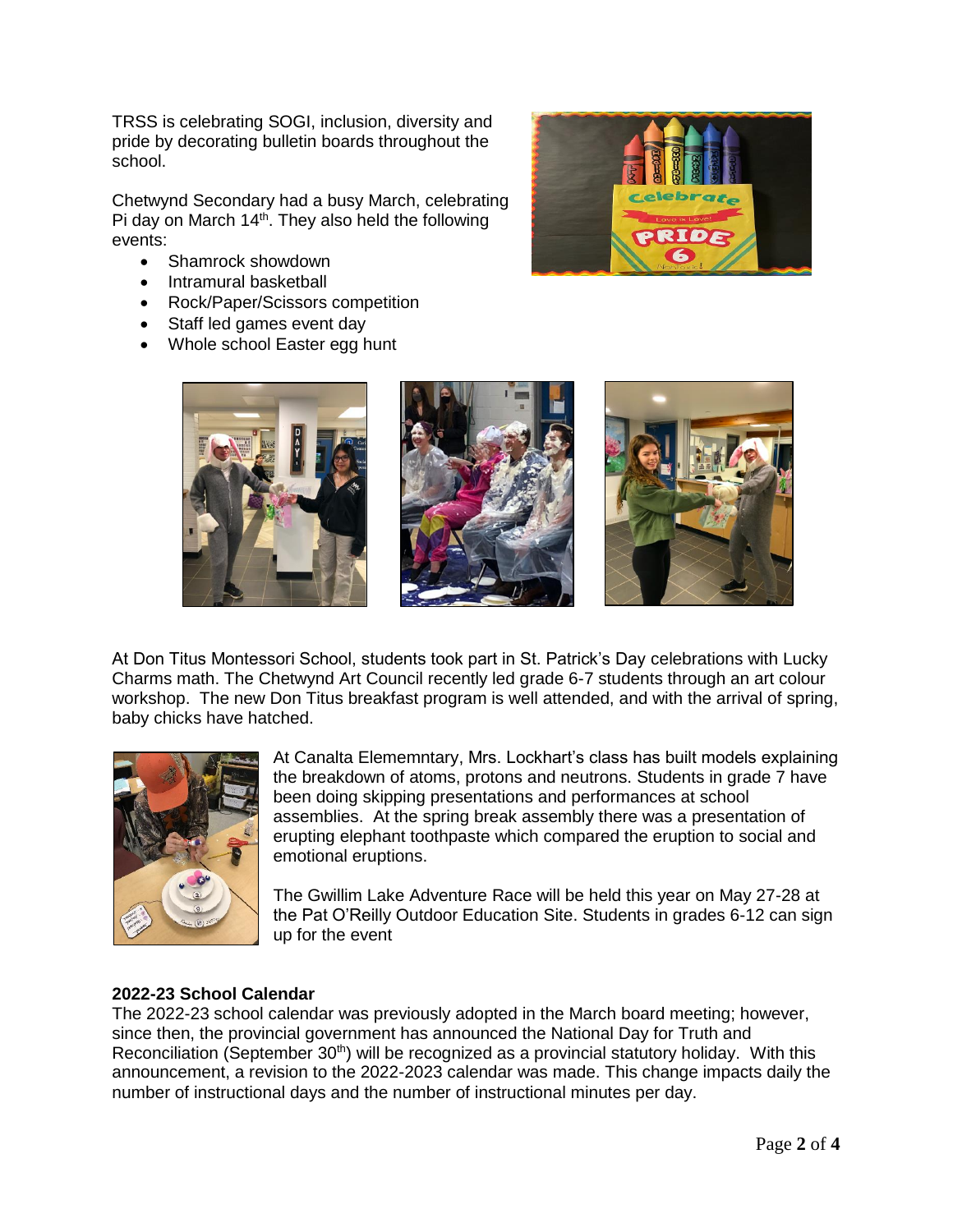TRSS is celebrating SOGI, inclusion, diversity and pride by decorating bulletin boards throughout the school.

Chetwynd Secondary had a busy March, celebrating Pi day on March 14th. They also held the following events:

- Shamrock showdown
- Intramural basketball
- Rock/Paper/Scissors competition
- Staff led games event day
- Whole school Easter egg hunt

At Don Titus Montessori School, students took part in St. Patrick's Day celebrations with Lucky Charms math. The Chetwynd Art Council recently led grade 6-7 students through an art colour workshop. The new Don Titus breakfast program is well attended, and with the arrival of spring, baby chicks have hatched.

At Canalta Elememntary, Mrs. Lockhart's class has built models explaining the breakdown of atoms, protons and neutrons. Students in grade 7 have been doing skipping presentations and performances at school assemblies. At the spring break assembly there was a presentation of erupting elephant toothpaste which compared the eruption to social and emotional eruptions.

The Gwillim Lake Adventure Race will be held this year on May 27-28 at the Pat O'Reilly Outdoor Education Site. Students in grades 6-12 can sign up for the event

**2022-23 School Calendar**

The 2022-23 school calendar was previously adopted in the March board meeting; however, since then, the provincial government has announced the National Day for Truth and Reconciliation (September 30th) will be recognized as a provincial statutory holiday. With this announcement, a revision to the 2022-2023 calendar was made. This change impacts daily the number of instructional days and the number of instructional minutes per day.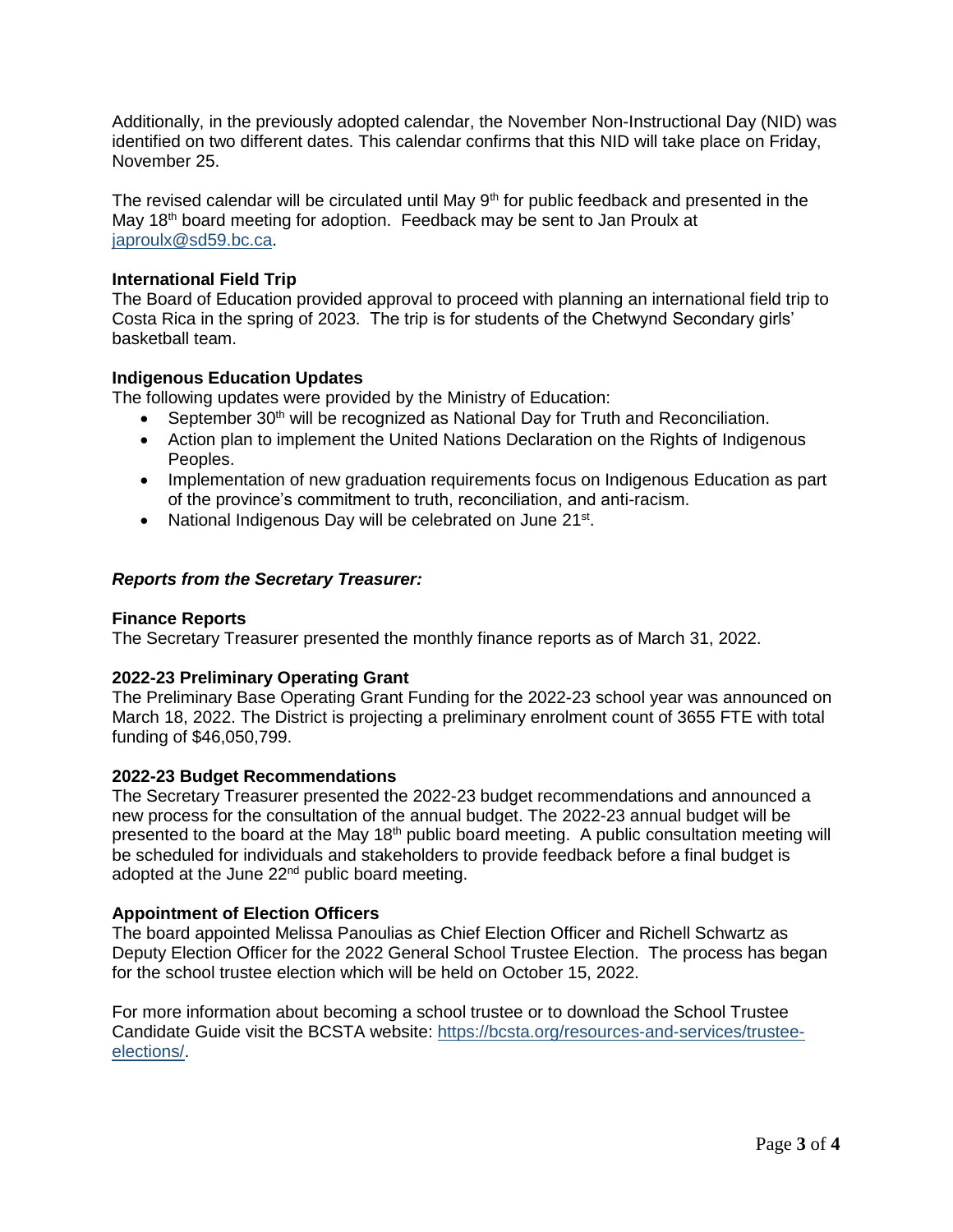Additionally, in the previously adopted calendar, the November Non-Instructional Day (NID) was identified on two different dates. This calendar confirms that this NID will take place on Friday, November 25.

The revised calendar will be circulated until May 9th for public feedback and presented in the May 18th board meeting for adoption. Feedback may be sent to Jan Proulx at [japroulx@sd59.bc.ca](mailto:japroulx@sd59.bc.ca).

**International Field Trip**
The Board of Education provided approval to proceed with planning an international field trip to Costa Rica in the spring of 2023. The trip is for students of the Chetwynd Secondary girls' basketball team.

**Indigenous Education Updates**
The following updates were provided by the Ministry of Education:

- September 30th will be recognized as National Day for Truth and Reconciliation.
- Action plan to implement the United Nations Declaration on the Rights of Indigenous Peoples.
- Implementation of new graduation requirements focus on Indigenous Education as part of the province's commitment to truth, reconciliation, and anti-racism.
- National Indigenous Day will be celebrated on June 21st.

***Reports from the Secretary Treasurer:***

**Finance Reports**
The Secretary Treasurer presented the monthly finance reports as of March 31, 2022.

**2022-23 Preliminary Operating Grant**
The Preliminary Base Operating Grant Funding for the 2022-23 school year was announced on March 18, 2022. The District is projecting a preliminary enrolment count of 3655 FTE with total funding of $46,050,799.

**2022-23 Budget Recommendations**
The Secretary Treasurer presented the 2022-23 budget recommendations and announced a new process for the consultation of the annual budget. The 2022-23 annual budget will be presented to the board at the May 18th public board meeting. A public consultation meeting will be scheduled for individuals and stakeholders to provide feedback before a final budget is adopted at the June 22nd public board meeting.

**Appointment of Election Officers**
The board appointed Melissa Panoulias as Chief Election Officer and Richell Schwartz as Deputy Election Officer for the 2022 General School Trustee Election. The process has began for the school trustee election which will be held on October 15, 2022.

For more information about becoming a school trustee or to download the School Trustee Candidate Guide visit the BCSTA website: [https://bcsta.org/resources-and-services/trustee-elections/](https://bcsta.org/resources-and-services/trustee-elections/).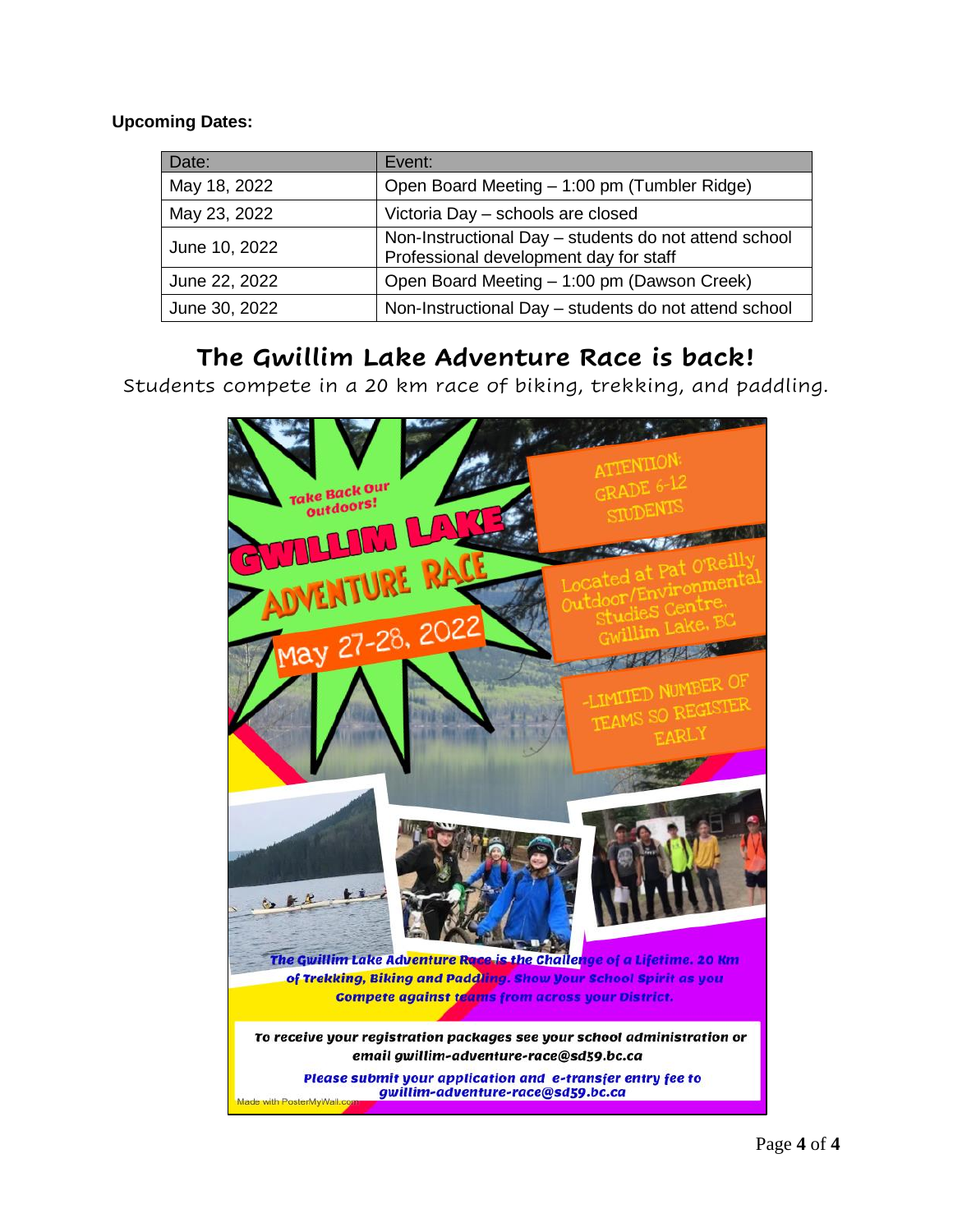**Upcoming Dates:**

| Date: | Event: |
|---|---|
| May 18, 2022 | Open Board Meeting – 1:00 pm (Tumbler Ridge) |
| May 23, 2022 | Victoria Day – schools are closed |
| June 10, 2022 | Non-Instructional Day – students do not attend school Professional development day for staff |
| June 22, 2022 | Open Board Meeting – 1:00 pm (Dawson Creek) |
| June 30, 2022 | Non-Instructional Day – students do not attend school |

## The Gwillim Lake Adventure Race is back!

Students compete in a 20 km race of biking, trekking, and paddling.

Take Back Our Outdoors!

GWILLIM LAKE ADVENTURE RACE

May 27-28, 2022

ATTENTION: GRADE 6-12 STUDENTS

Located at Pat O'Reilly Outdoor/Environmental Studies Centre, Gwillim Lake, BC

-LIMITED NUMBER OF TEAMS SO REGISTER EARLY

*The Gwillim Lake Adventure Race is the Challenge of a Lifetime. 20 km of Trekking, Biking and Paddling. Show Your School Spirit as you compete against teams from across your District.*

*To receive your registration packages see your school administration or email gwillim-adventure-race@sd59.bc.ca*

*Please submit your application and e-transfer entry fee to gwillim-adventure-race@sd59.bc.ca*

Made with PosterMyWall.com